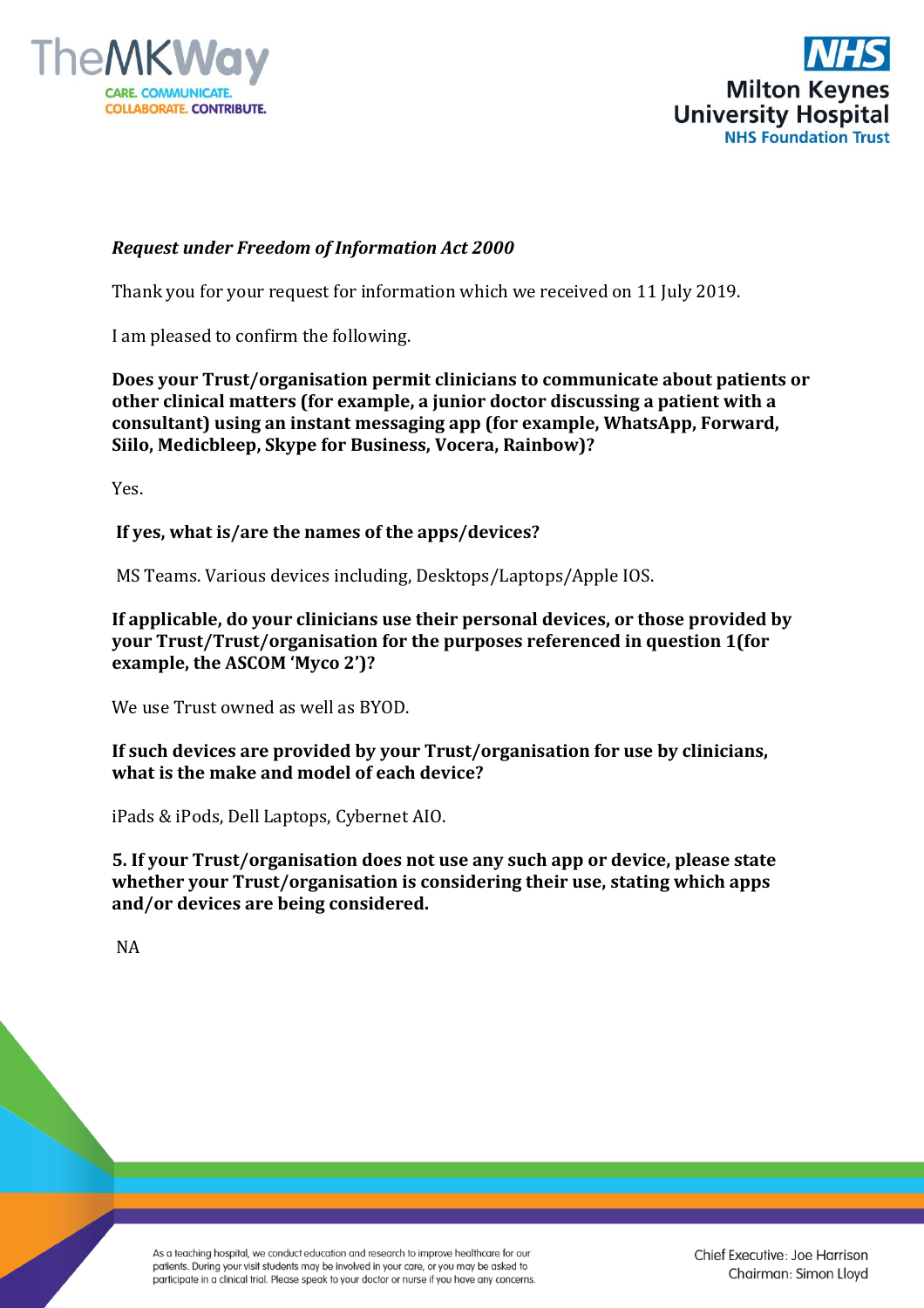***Request under Freedom of Information Act 2000***

Thank you for your request for information which we received on 11 July 2019.

I am pleased to confirm the following.

**Does your Trust/organisation permit clinicians to communicate about patients or other clinical matters (for example, a junior doctor discussing a patient with a consultant) using an instant messaging app (for example, WhatsApp, Forward, Siilo, Medicbleep, Skype for Business, Vocera, Rainbow)?**

Yes.

**If yes, what is/are the names of the apps/devices?**

MS Teams. Various devices including, Desktops/Laptops/Apple IOS.

**If applicable, do your clinicians use their personal devices, or those provided by your Trust/Trust/organisation for the purposes referenced in question 1(for example, the ASCOM 'Myco 2')?**

We use Trust owned as well as BYOD.

**If such devices are provided by your Trust/organisation for use by clinicians, what is the make and model of each device?**

iPads & iPods, Dell Laptops, Cybernet AIO.

**5. If your Trust/organisation does not use any such app or device, please state whether your Trust/organisation is considering their use, stating which apps and/or devices are being considered.**

NA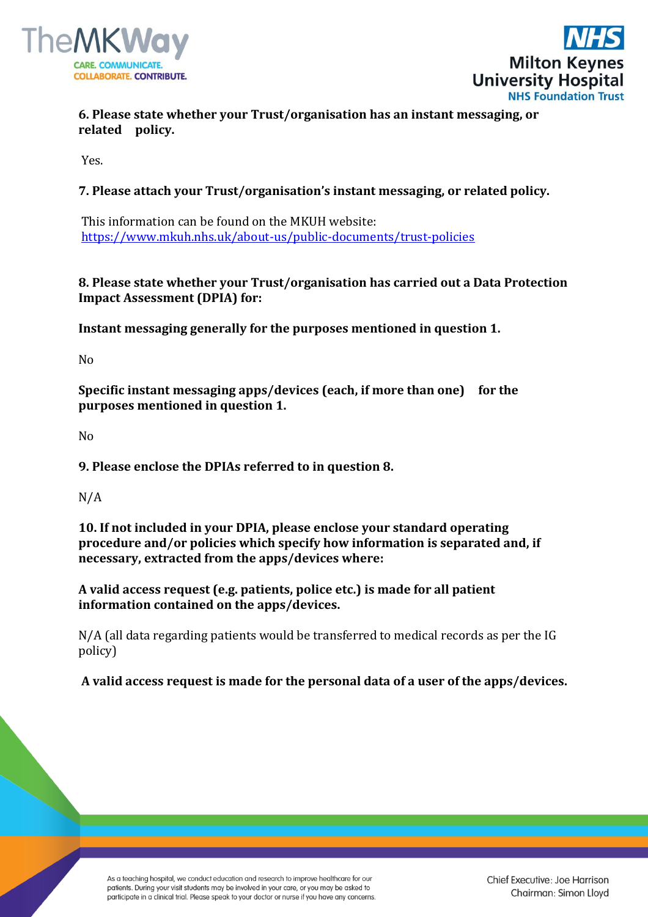**6. Please state whether your Trust/organisation has an instant messaging, or related policy.**

Yes.

**7. Please attach your Trust/organisation's instant messaging, or related policy.**

This information can be found on the MKUH website: https://www.mkuh.nhs.uk/about-us/public-documents/trust-policies

**8. Please state whether your Trust/organisation has carried out a Data Protection Impact Assessment (DPIA) for:**

**Instant messaging generally for the purposes mentioned in question 1.**

No

**Specific instant messaging apps/devices (each, if more than one) for the purposes mentioned in question 1.**

No

**9. Please enclose the DPIAs referred to in question 8.**

N/A

**10. If not included in your DPIA, please enclose your standard operating procedure and/or policies which specify how information is separated and, if necessary, extracted from the apps/devices where:**

**A valid access request (e.g. patients, police etc.) is made for all patient information contained on the apps/devices.**

N/A (all data regarding patients would be transferred to medical records as per the IG policy)

**A valid access request is made for the personal data of a user of the apps/devices.**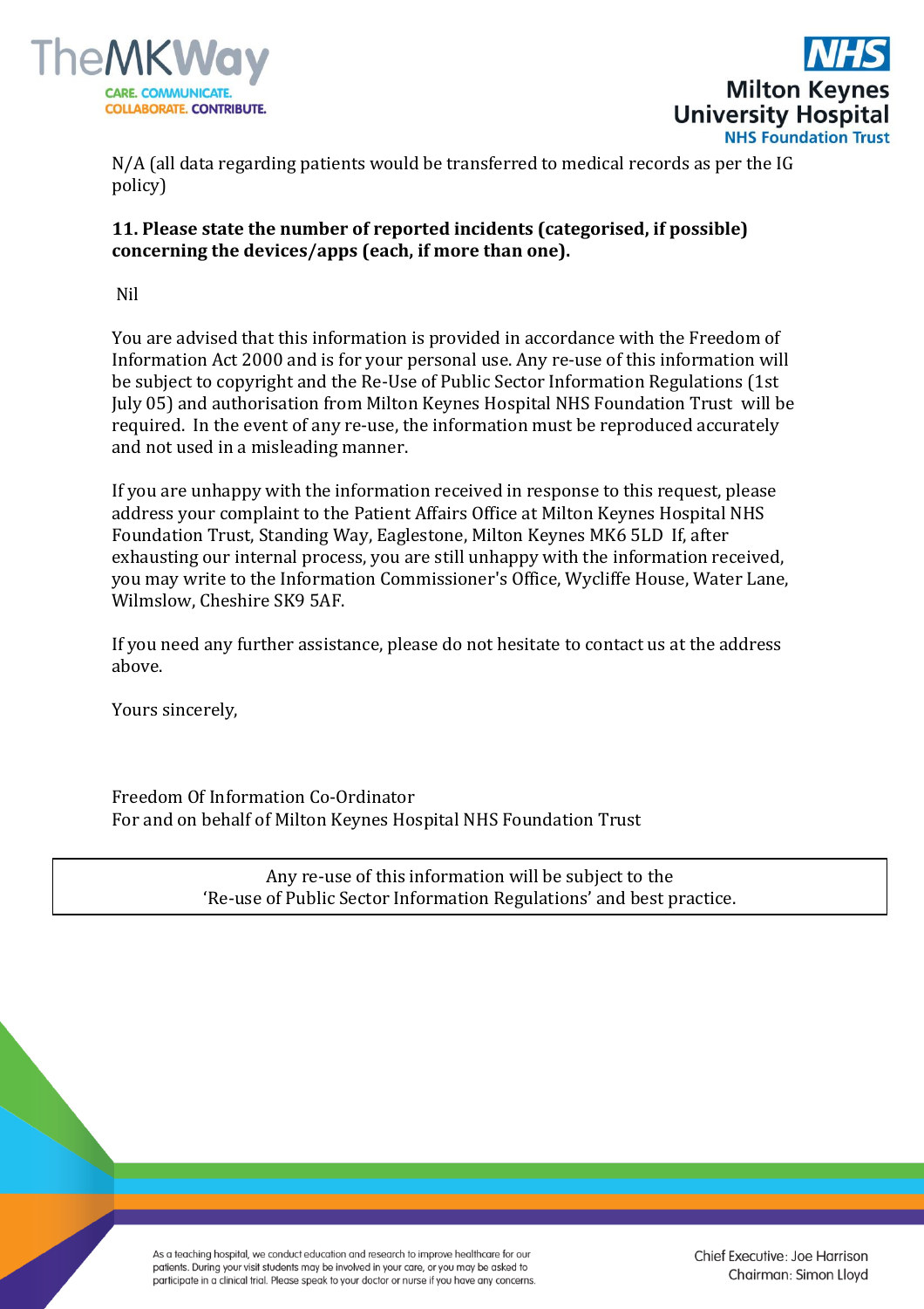N/A (all data regarding patients would be transferred to medical records as per the IG policy)

**11. Please state the number of reported incidents (categorised, if possible) concerning the devices/apps (each, if more than one).**

Nil

You are advised that this information is provided in accordance with the Freedom of Information Act 2000 and is for your personal use. Any re-use of this information will be subject to copyright and the Re-Use of Public Sector Information Regulations (1st July 05) and authorisation from Milton Keynes Hospital NHS Foundation Trust will be required. In the event of any re-use, the information must be reproduced accurately and not used in a misleading manner.

If you are unhappy with the information received in response to this request, please address your complaint to the Patient Affairs Office at Milton Keynes Hospital NHS Foundation Trust, Standing Way, Eaglestone, Milton Keynes MK6 5LD If, after exhausting our internal process, you are still unhappy with the information received, you may write to the Information Commissioner's Office, Wycliffe House, Water Lane, Wilmslow, Cheshire SK9 5AF.

If you need any further assistance, please do not hesitate to contact us at the address above.

Yours sincerely,

Freedom Of Information Co-Ordinator
For and on behalf of Milton Keynes Hospital NHS Foundation Trust

Any re-use of this information will be subject to the 'Re-use of Public Sector Information Regulations' and best practice.